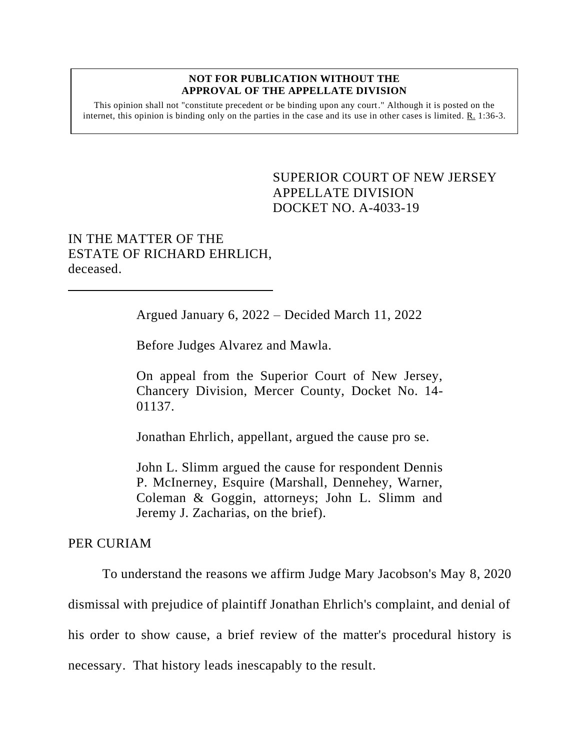**NOT FOR PUBLICATION WITHOUT THE APPROVAL OF THE APPELLATE DIVISION**

This opinion shall not "constitute precedent or be binding upon any court." Although it is posted on the internet, this opinion is binding only on the parties in the case and its use in other cases is limited. R. 1:36-3.

SUPERIOR COURT OF NEW JERSEY
APPELLATE DIVISION
DOCKET NO. A-4033-19

IN THE MATTER OF THE ESTATE OF RICHARD EHRLICH, deceased.

---

Argued January 6, 2022 – Decided March 11, 2022

Before Judges Alvarez and Mawla.

On appeal from the Superior Court of New Jersey, Chancery Division, Mercer County, Docket No. 14-01137.

Jonathan Ehrlich, appellant, argued the cause pro se.

John L. Slimm argued the cause for respondent Dennis P. McInerney, Esquire (Marshall, Dennehey, Warner, Coleman & Goggin, attorneys; John L. Slimm and Jeremy J. Zacharias, on the brief).

PER CURIAM

To understand the reasons we affirm Judge Mary Jacobson's May 8, 2020 dismissal with prejudice of plaintiff Jonathan Ehrlich's complaint, and denial of his order to show cause, a brief review of the matter's procedural history is necessary. That history leads inescapably to the result.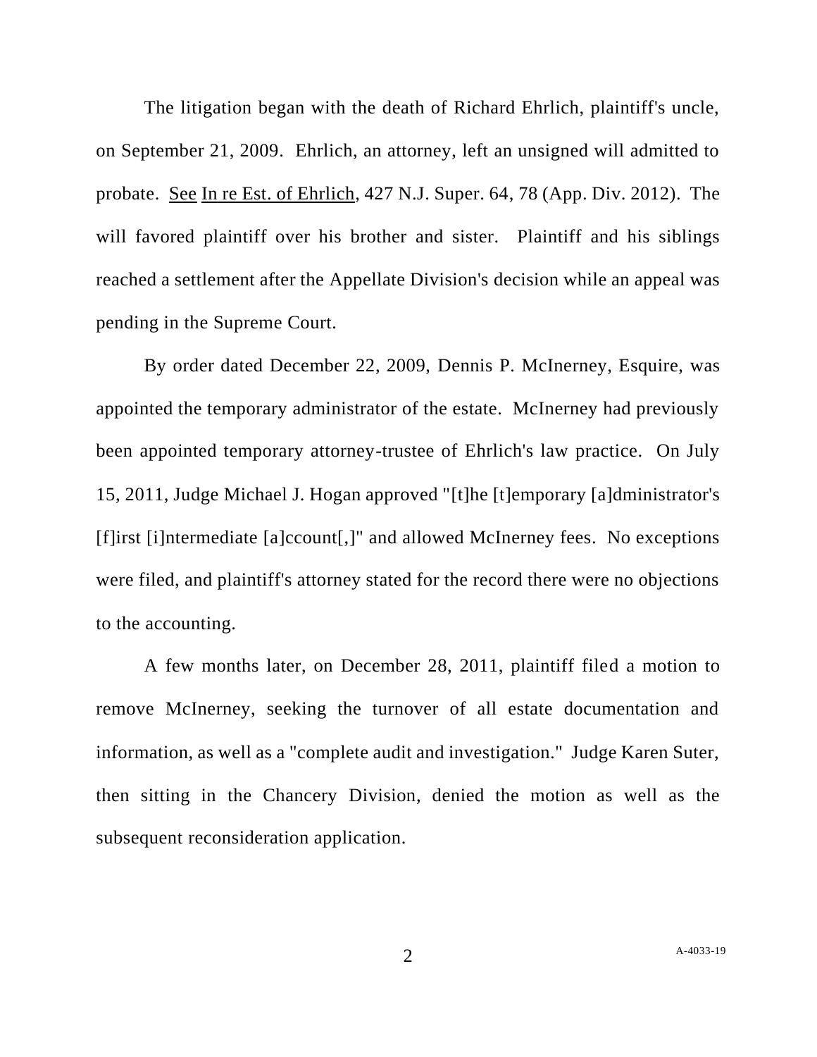The litigation began with the death of Richard Ehrlich, plaintiff's uncle, on September 21, 2009. Ehrlich, an attorney, left an unsigned will admitted to probate. See In re Est. of Ehrlich, 427 N.J. Super. 64, 78 (App. Div. 2012). The will favored plaintiff over his brother and sister. Plaintiff and his siblings reached a settlement after the Appellate Division's decision while an appeal was pending in the Supreme Court.

By order dated December 22, 2009, Dennis P. McInerney, Esquire, was appointed the temporary administrator of the estate. McInerney had previously been appointed temporary attorney-trustee of Ehrlich's law practice. On July 15, 2011, Judge Michael J. Hogan approved "[t]he [t]emporary [a]dministrator's [f]irst [i]ntermediate [a]ccount[,]" and allowed McInerney fees. No exceptions were filed, and plaintiff's attorney stated for the record there were no objections to the accounting.

A few months later, on December 28, 2011, plaintiff filed a motion to remove McInerney, seeking the turnover of all estate documentation and information, as well as a "complete audit and investigation." Judge Karen Suter, then sitting in the Chancery Division, denied the motion as well as the subsequent reconsideration application.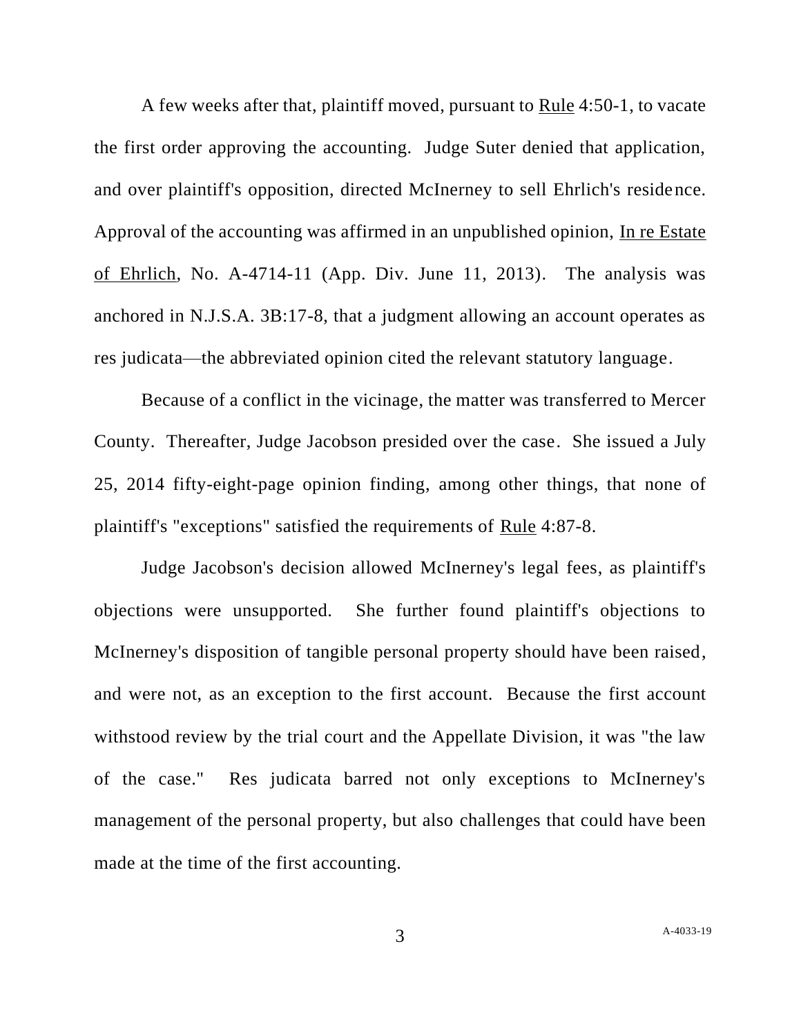A few weeks after that, plaintiff moved, pursuant to Rule 4:50-1, to vacate the first order approving the accounting. Judge Suter denied that application, and over plaintiff's opposition, directed McInerney to sell Ehrlich's residence. Approval of the accounting was affirmed in an unpublished opinion, In re Estate of Ehrlich, No. A-4714-11 (App. Div. June 11, 2013). The analysis was anchored in N.J.S.A. 3B:17-8, that a judgment allowing an account operates as res judicata—the abbreviated opinion cited the relevant statutory language.

Because of a conflict in the vicinage, the matter was transferred to Mercer County. Thereafter, Judge Jacobson presided over the case. She issued a July 25, 2014 fifty-eight-page opinion finding, among other things, that none of plaintiff's "exceptions" satisfied the requirements of Rule 4:87-8.

Judge Jacobson's decision allowed McInerney's legal fees, as plaintiff's objections were unsupported. She further found plaintiff's objections to McInerney's disposition of tangible personal property should have been raised, and were not, as an exception to the first account. Because the first account withstood review by the trial court and the Appellate Division, it was "the law of the case." Res judicata barred not only exceptions to McInerney's management of the personal property, but also challenges that could have been made at the time of the first accounting.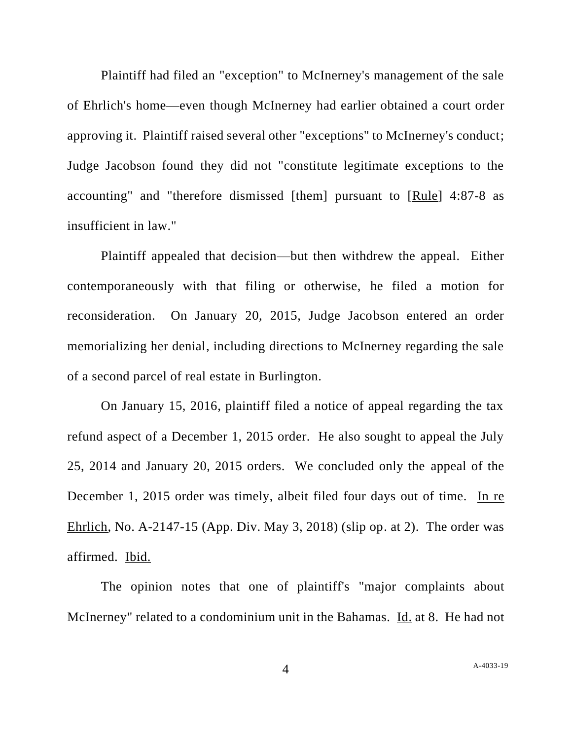Plaintiff had filed an "exception" to McInerney's management of the sale of Ehrlich's home—even though McInerney had earlier obtained a court order approving it. Plaintiff raised several other "exceptions" to McInerney's conduct; Judge Jacobson found they did not "constitute legitimate exceptions to the accounting" and "therefore dismissed [them] pursuant to [Rule] 4:87-8 as insufficient in law."

Plaintiff appealed that decision—but then withdrew the appeal. Either contemporaneously with that filing or otherwise, he filed a motion for reconsideration. On January 20, 2015, Judge Jacobson entered an order memorializing her denial, including directions to McInerney regarding the sale of a second parcel of real estate in Burlington.

On January 15, 2016, plaintiff filed a notice of appeal regarding the tax refund aspect of a December 1, 2015 order. He also sought to appeal the July 25, 2014 and January 20, 2015 orders. We concluded only the appeal of the December 1, 2015 order was timely, albeit filed four days out of time. In re Ehrlich, No. A-2147-15 (App. Div. May 3, 2018) (slip op. at 2). The order was affirmed. Ibid.

The opinion notes that one of plaintiff's "major complaints about McInerney" related to a condominium unit in the Bahamas. Id. at 8. He had not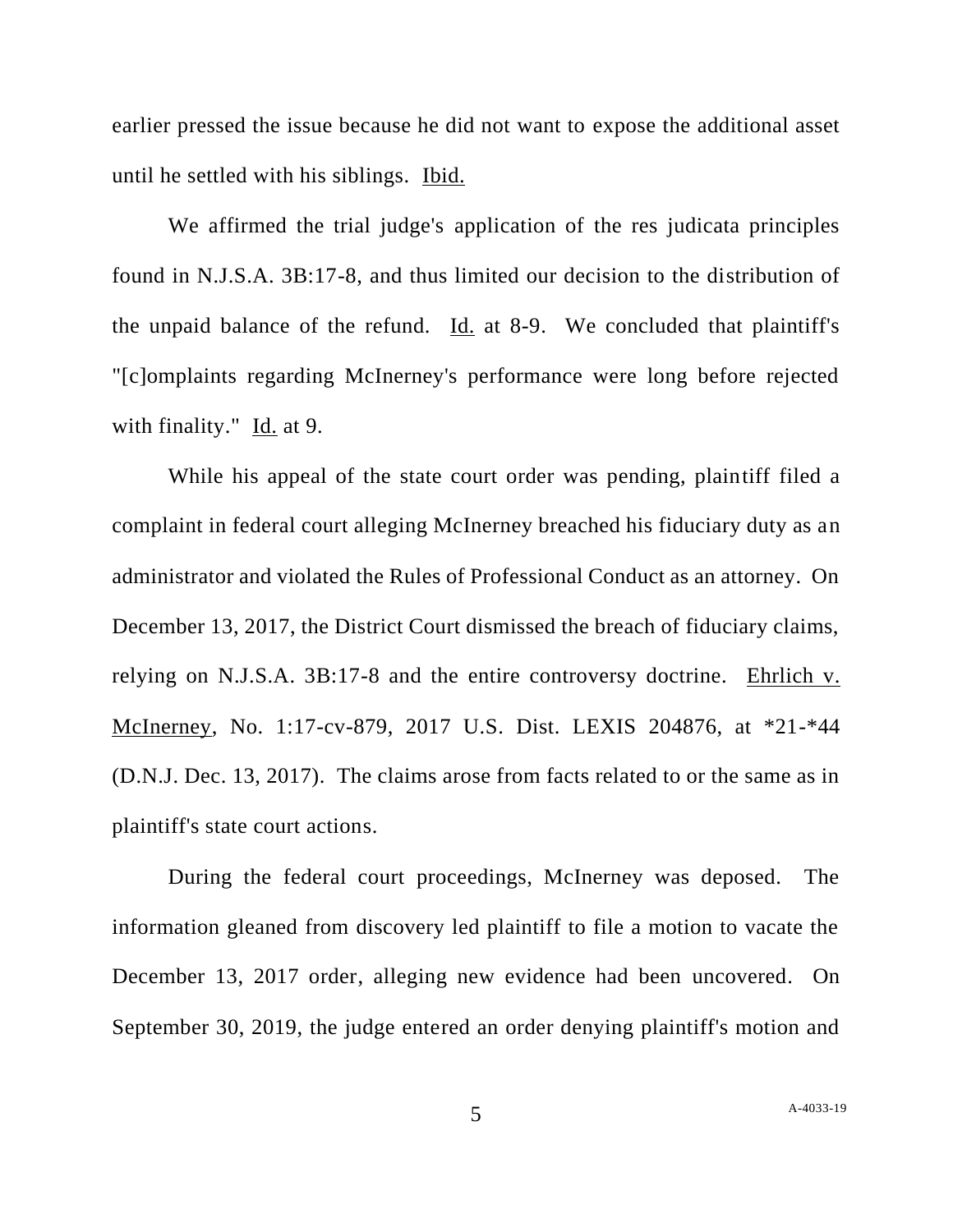earlier pressed the issue because he did not want to expose the additional asset until he settled with his siblings. Ibid.

We affirmed the trial judge's application of the res judicata principles found in N.J.S.A. 3B:17-8, and thus limited our decision to the distribution of the unpaid balance of the refund. Id. at 8-9. We concluded that plaintiff's "[c]omplaints regarding McInerney's performance were long before rejected with finality." Id. at 9.

While his appeal of the state court order was pending, plaintiff filed a complaint in federal court alleging McInerney breached his fiduciary duty as an administrator and violated the Rules of Professional Conduct as an attorney. On December 13, 2017, the District Court dismissed the breach of fiduciary claims, relying on N.J.S.A. 3B:17-8 and the entire controversy doctrine. Ehrlich v. McInerney, No. 1:17-cv-879, 2017 U.S. Dist. LEXIS 204876, at *21-*44 (D.N.J. Dec. 13, 2017). The claims arose from facts related to or the same as in plaintiff's state court actions.

During the federal court proceedings, McInerney was deposed. The information gleaned from discovery led plaintiff to file a motion to vacate the December 13, 2017 order, alleging new evidence had been uncovered. On September 30, 2019, the judge entered an order denying plaintiff's motion and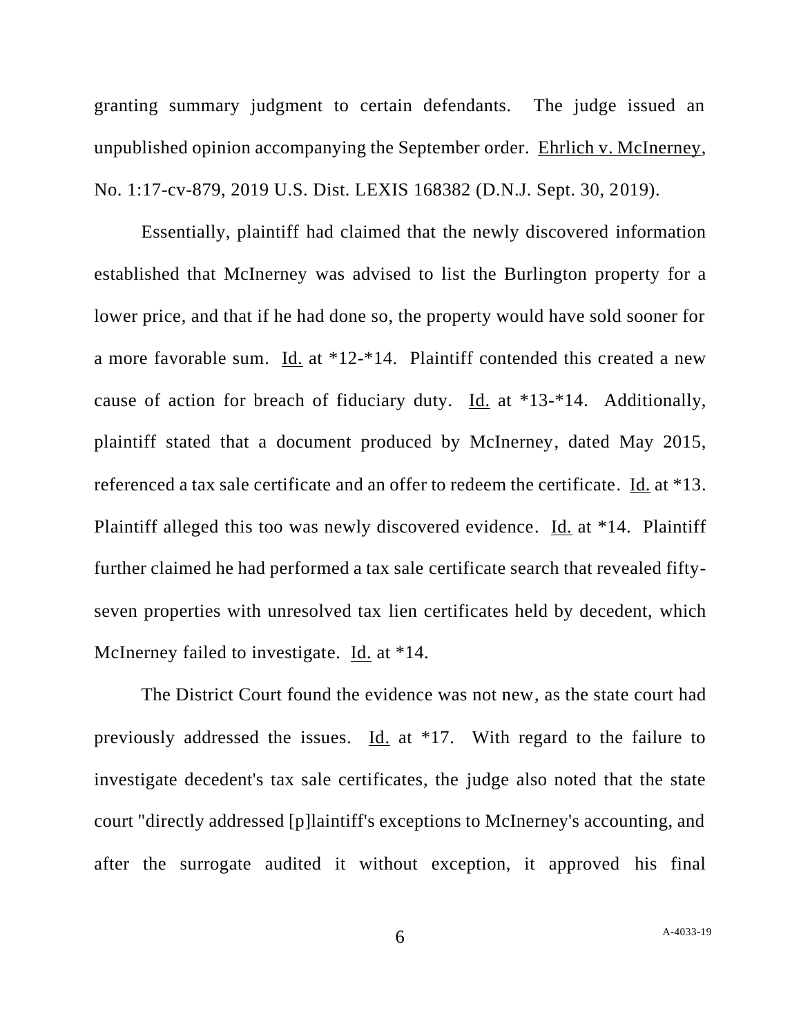granting summary judgment to certain defendants. The judge issued an unpublished opinion accompanying the September order. Ehrlich v. McInerney, No. 1:17-cv-879, 2019 U.S. Dist. LEXIS 168382 (D.N.J. Sept. 30, 2019).

Essentially, plaintiff had claimed that the newly discovered information established that McInerney was advised to list the Burlington property for a lower price, and that if he had done so, the property would have sold sooner for a more favorable sum. Id. at *12-*14. Plaintiff contended this created a new cause of action for breach of fiduciary duty. Id. at *13-*14. Additionally, plaintiff stated that a document produced by McInerney, dated May 2015, referenced a tax sale certificate and an offer to redeem the certificate. Id. at *13. Plaintiff alleged this too was newly discovered evidence. Id. at *14. Plaintiff further claimed he had performed a tax sale certificate search that revealed fifty-seven properties with unresolved tax lien certificates held by decedent, which McInerney failed to investigate. Id. at *14.

The District Court found the evidence was not new, as the state court had previously addressed the issues. Id. at *17. With regard to the failure to investigate decedent's tax sale certificates, the judge also noted that the state court "directly addressed [p]laintiff's exceptions to McInerney's accounting, and after the surrogate audited it without exception, it approved his final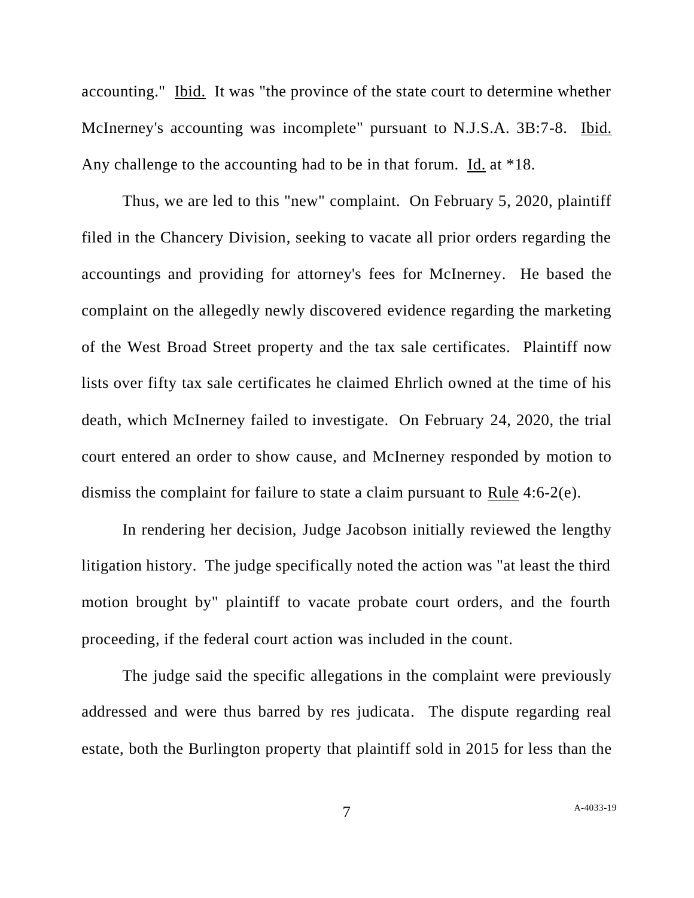accounting." Ibid. It was "the province of the state court to determine whether McInerney's accounting was incomplete" pursuant to N.J.S.A. 3B:7-8. Ibid. Any challenge to the accounting had to be in that forum. Id. at *18.

Thus, we are led to this "new" complaint. On February 5, 2020, plaintiff filed in the Chancery Division, seeking to vacate all prior orders regarding the accountings and providing for attorney's fees for McInerney. He based the complaint on the allegedly newly discovered evidence regarding the marketing of the West Broad Street property and the tax sale certificates. Plaintiff now lists over fifty tax sale certificates he claimed Ehrlich owned at the time of his death, which McInerney failed to investigate. On February 24, 2020, the trial court entered an order to show cause, and McInerney responded by motion to dismiss the complaint for failure to state a claim pursuant to Rule 4:6-2(e).

In rendering her decision, Judge Jacobson initially reviewed the lengthy litigation history. The judge specifically noted the action was "at least the third motion brought by" plaintiff to vacate probate court orders, and the fourth proceeding, if the federal court action was included in the count.

The judge said the specific allegations in the complaint were previously addressed and were thus barred by res judicata. The dispute regarding real estate, both the Burlington property that plaintiff sold in 2015 for less than the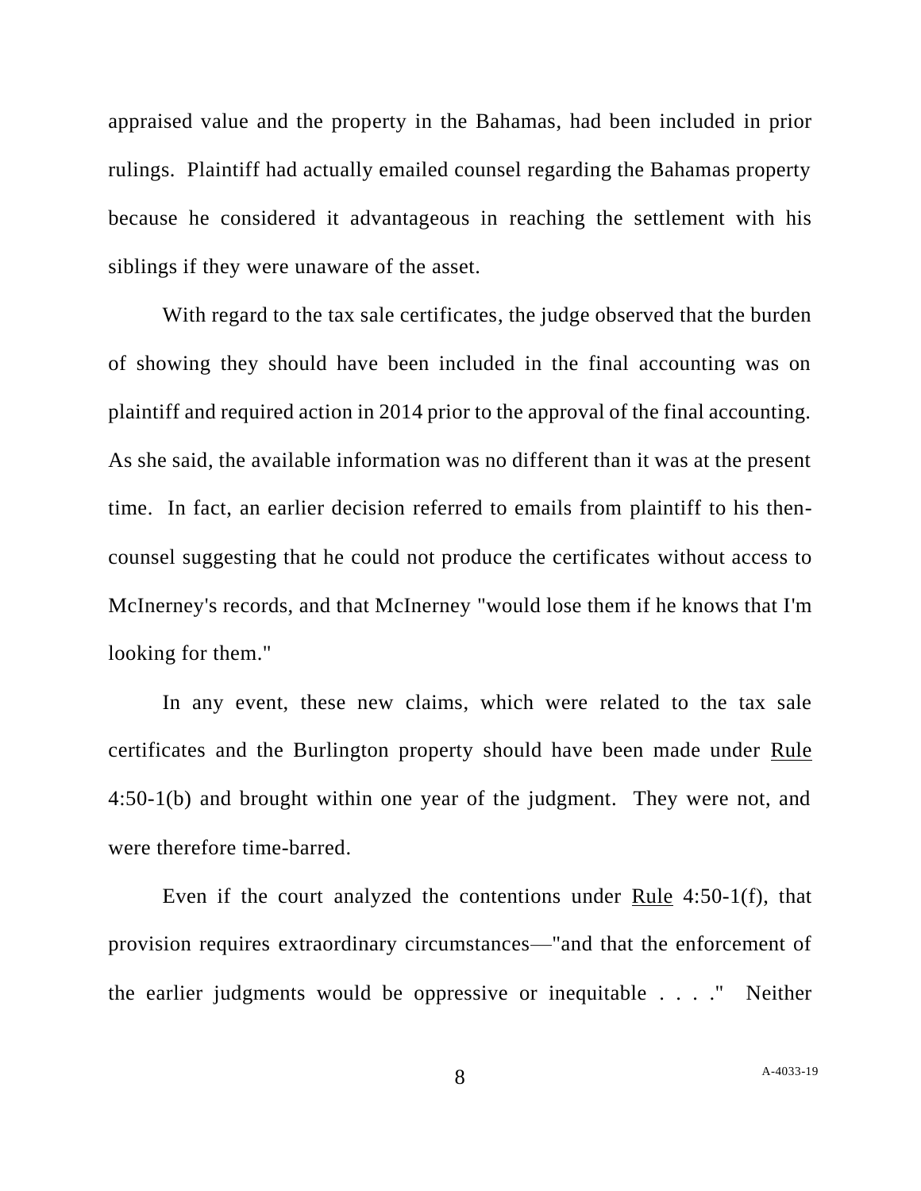appraised value and the property in the Bahamas, had been included in prior rulings. Plaintiff had actually emailed counsel regarding the Bahamas property because he considered it advantageous in reaching the settlement with his siblings if they were unaware of the asset.

With regard to the tax sale certificates, the judge observed that the burden of showing they should have been included in the final accounting was on plaintiff and required action in 2014 prior to the approval of the final accounting. As she said, the available information was no different than it was at the present time. In fact, an earlier decision referred to emails from plaintiff to his then-counsel suggesting that he could not produce the certificates without access to McInerney's records, and that McInerney "would lose them if he knows that I'm looking for them."

In any event, these new claims, which were related to the tax sale certificates and the Burlington property should have been made under Rule 4:50-1(b) and brought within one year of the judgment. They were not, and were therefore time-barred.

Even if the court analyzed the contentions under Rule 4:50-1(f), that provision requires extraordinary circumstances—"and that the enforcement of the earlier judgments would be oppressive or inequitable . . . ." Neither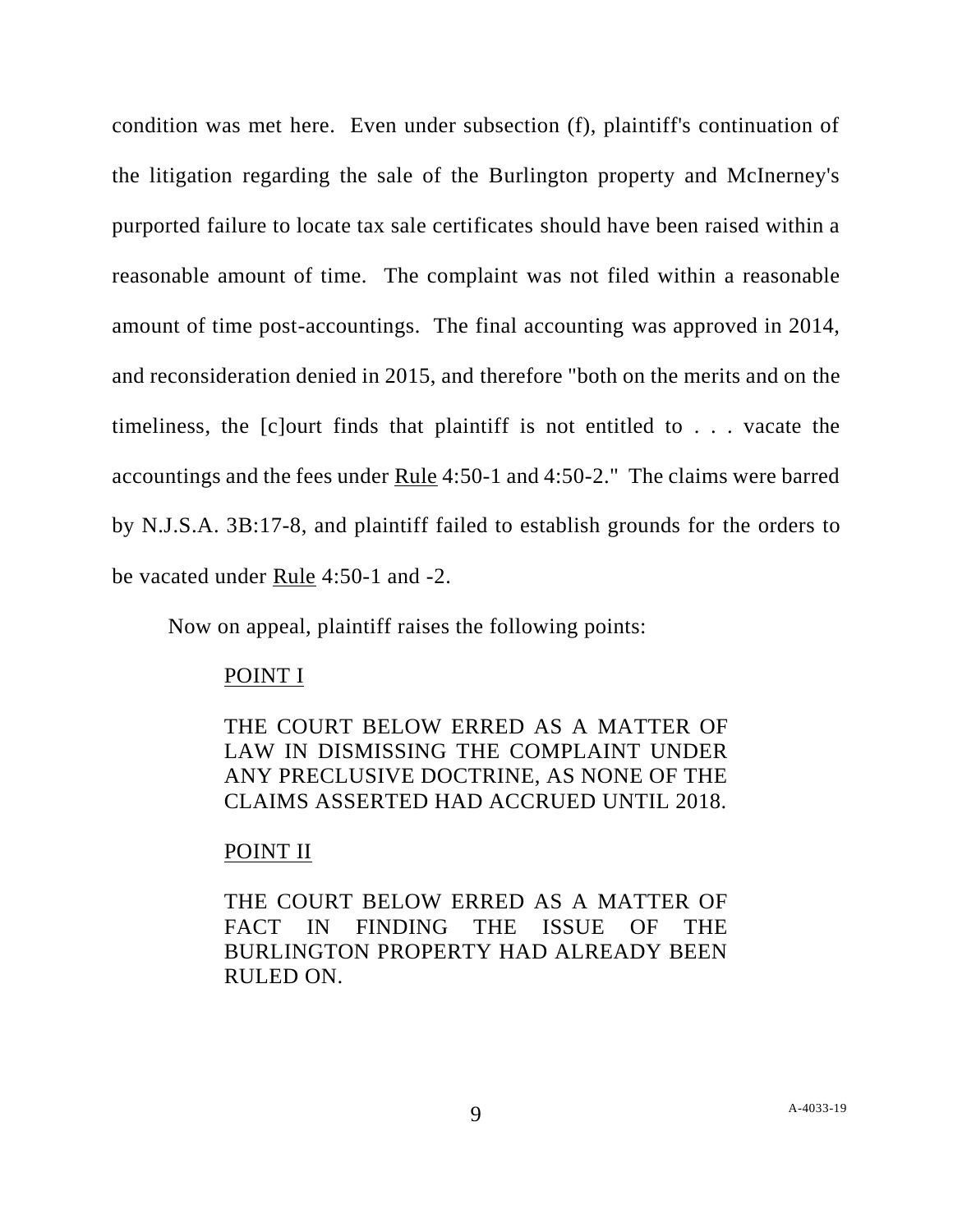condition was met here. Even under subsection (f), plaintiff's continuation of the litigation regarding the sale of the Burlington property and McInerney's purported failure to locate tax sale certificates should have been raised within a reasonable amount of time. The complaint was not filed within a reasonable amount of time post-accountings. The final accounting was approved in 2014, and reconsideration denied in 2015, and therefore "both on the merits and on the timeliness, the [c]ourt finds that plaintiff is not entitled to . . . vacate the accountings and the fees under Rule 4:50-1 and 4:50-2." The claims were barred by N.J.S.A. 3B:17-8, and plaintiff failed to establish grounds for the orders to be vacated under Rule 4:50-1 and -2.

Now on appeal, plaintiff raises the following points:

> POINT I
>
> THE COURT BELOW ERRED AS A MATTER OF LAW IN DISMISSING THE COMPLAINT UNDER ANY PRECLUSIVE DOCTRINE, AS NONE OF THE CLAIMS ASSERTED HAD ACCRUED UNTIL 2018.
>
> POINT II
>
> THE COURT BELOW ERRED AS A MATTER OF FACT IN FINDING THE ISSUE OF THE BURLINGTON PROPERTY HAD ALREADY BEEN RULED ON.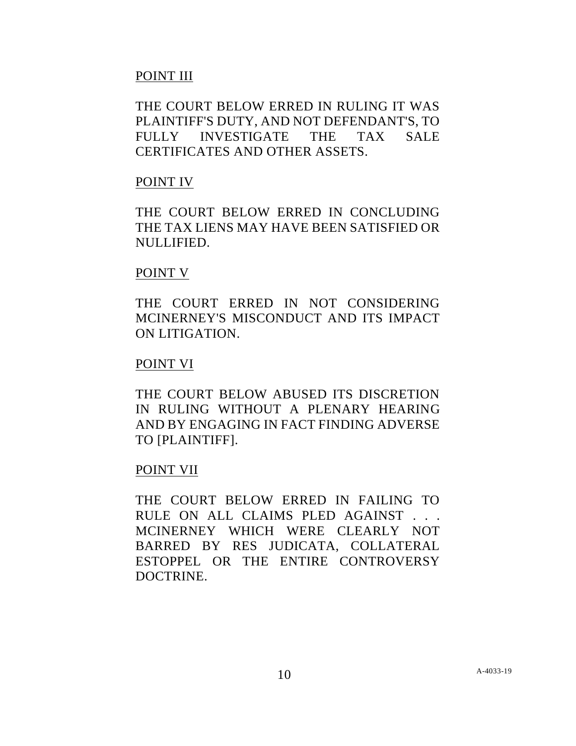POINT III

THE COURT BELOW ERRED IN RULING IT WAS PLAINTIFF'S DUTY, AND NOT DEFENDANT'S, TO FULLY INVESTIGATE THE TAX SALE CERTIFICATES AND OTHER ASSETS.

POINT IV

THE COURT BELOW ERRED IN CONCLUDING THE TAX LIENS MAY HAVE BEEN SATISFIED OR NULLIFIED.

POINT V

THE COURT ERRED IN NOT CONSIDERING MCINERNEY'S MISCONDUCT AND ITS IMPACT ON LITIGATION.

POINT VI

THE COURT BELOW ABUSED ITS DISCRETION IN RULING WITHOUT A PLENARY HEARING AND BY ENGAGING IN FACT FINDING ADVERSE TO [PLAINTIFF].

POINT VII

THE COURT BELOW ERRED IN FAILING TO RULE ON ALL CLAIMS PLED AGAINST . . . MCINERNEY WHICH WERE CLEARLY NOT BARRED BY RES JUDICATA, COLLATERAL ESTOPPEL OR THE ENTIRE CONTROVERSY DOCTRINE.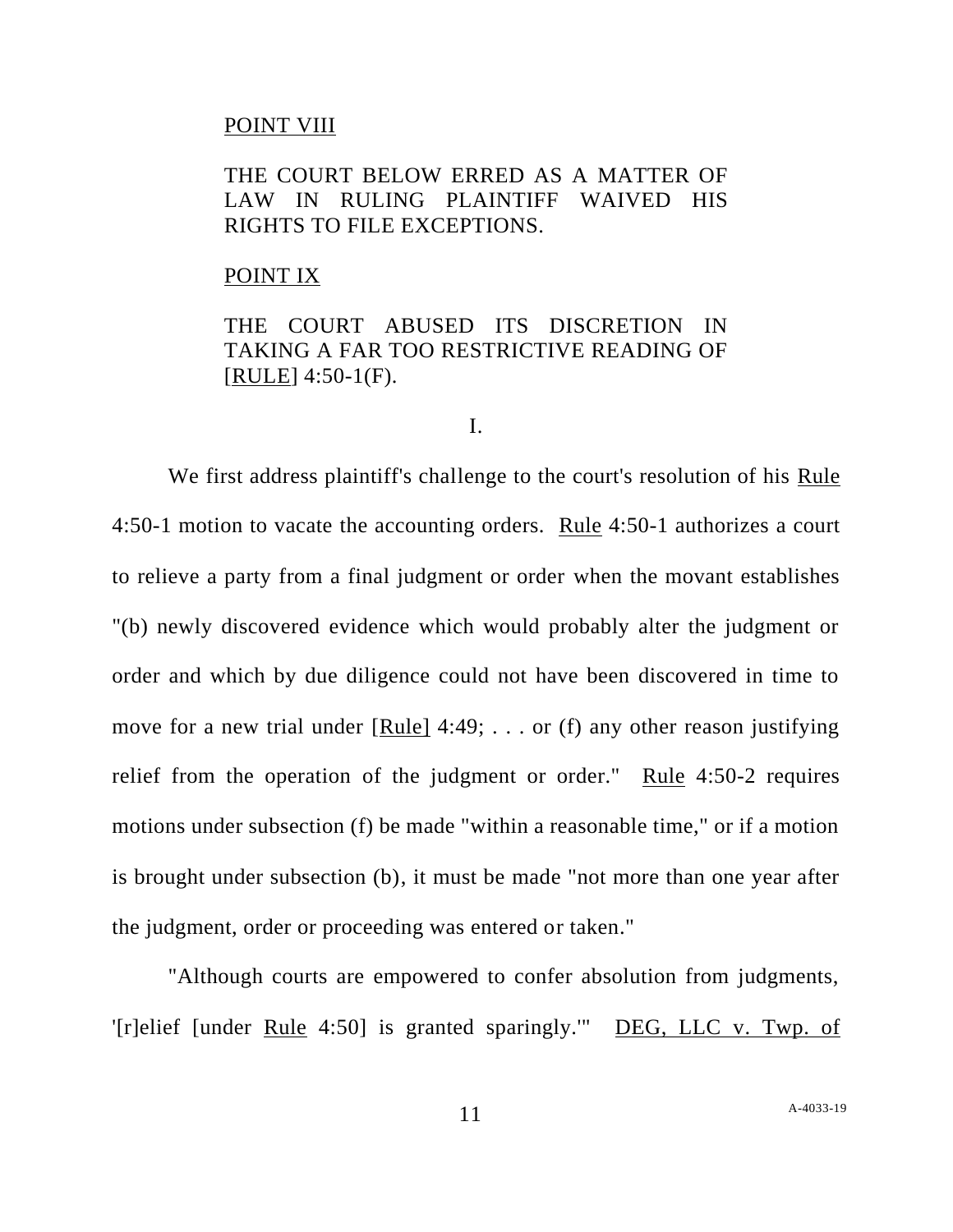POINT VIII

THE COURT BELOW ERRED AS A MATTER OF LAW IN RULING PLAINTIFF WAIVED HIS RIGHTS TO FILE EXCEPTIONS.

POINT IX

THE COURT ABUSED ITS DISCRETION IN TAKING A FAR TOO RESTRICTIVE READING OF [Rule] 4:50-1(F).

I.

We first address plaintiff's challenge to the court's resolution of his Rule 4:50-1 motion to vacate the accounting orders. Rule 4:50-1 authorizes a court to relieve a party from a final judgment or order when the movant establishes "(b) newly discovered evidence which would probably alter the judgment or order and which by due diligence could not have been discovered in time to move for a new trial under [Rule] 4:49; . . . or (f) any other reason justifying relief from the operation of the judgment or order." Rule 4:50-2 requires motions under subsection (f) be made "within a reasonable time," or if a motion is brought under subsection (b), it must be made "not more than one year after the judgment, order or proceeding was entered or taken."

"Although courts are empowered to confer absolution from judgments, '[r]elief [under Rule 4:50] is granted sparingly.'" DEG, LLC v. Twp. of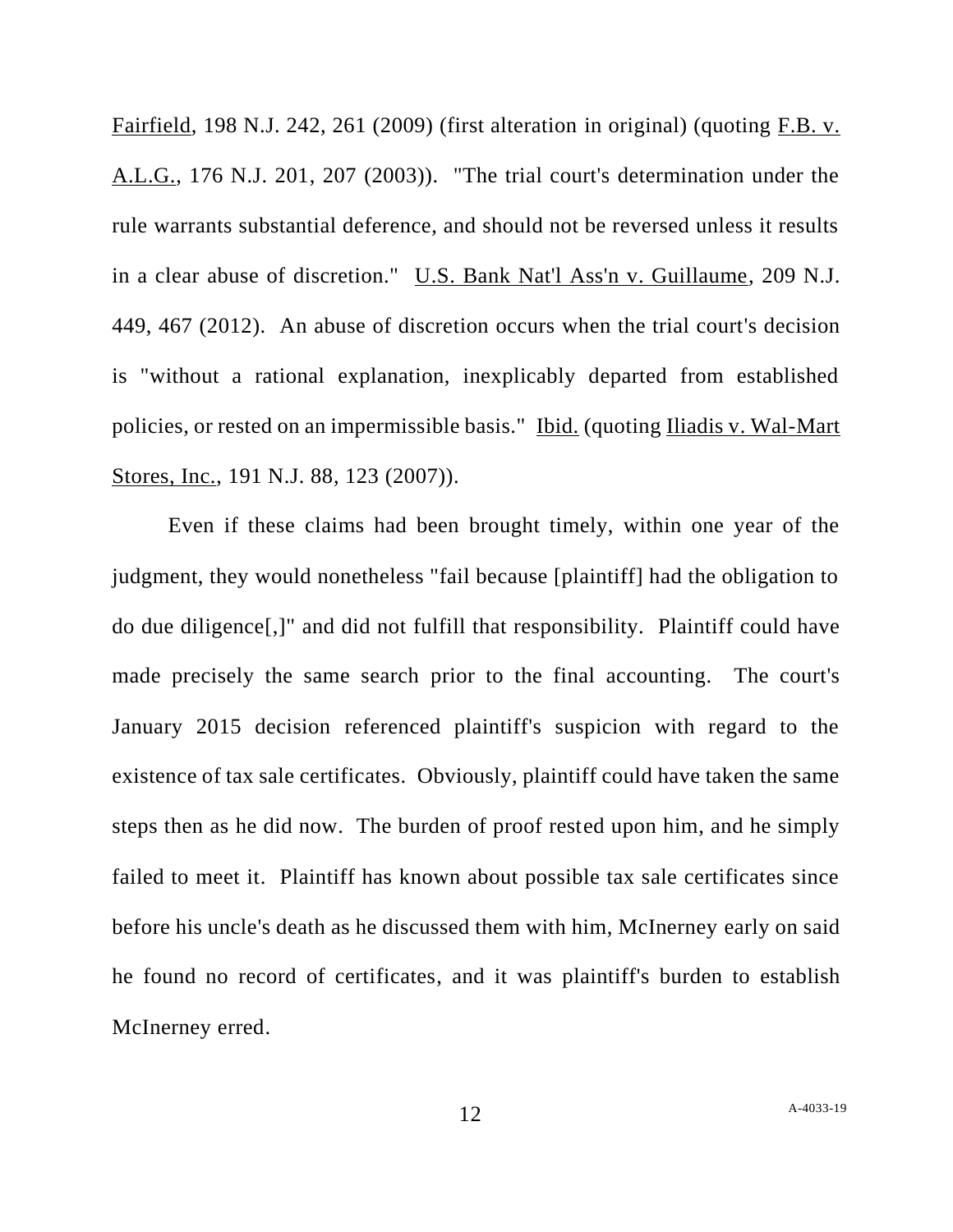Fairfield, 198 N.J. 242, 261 (2009) (first alteration in original) (quoting F.B. v. A.L.G., 176 N.J. 201, 207 (2003)). "The trial court's determination under the rule warrants substantial deference, and should not be reversed unless it results in a clear abuse of discretion." U.S. Bank Nat'l Ass'n v. Guillaume, 209 N.J. 449, 467 (2012). An abuse of discretion occurs when the trial court's decision is "without a rational explanation, inexplicably departed from established policies, or rested on an impermissible basis." Ibid. (quoting Iliadis v. Wal-Mart Stores, Inc., 191 N.J. 88, 123 (2007)).

Even if these claims had been brought timely, within one year of the judgment, they would nonetheless "fail because [plaintiff] had the obligation to do due diligence[,]" and did not fulfill that responsibility. Plaintiff could have made precisely the same search prior to the final accounting. The court's January 2015 decision referenced plaintiff's suspicion with regard to the existence of tax sale certificates. Obviously, plaintiff could have taken the same steps then as he did now. The burden of proof rested upon him, and he simply failed to meet it. Plaintiff has known about possible tax sale certificates since before his uncle's death as he discussed them with him, McInerney early on said he found no record of certificates, and it was plaintiff's burden to establish McInerney erred.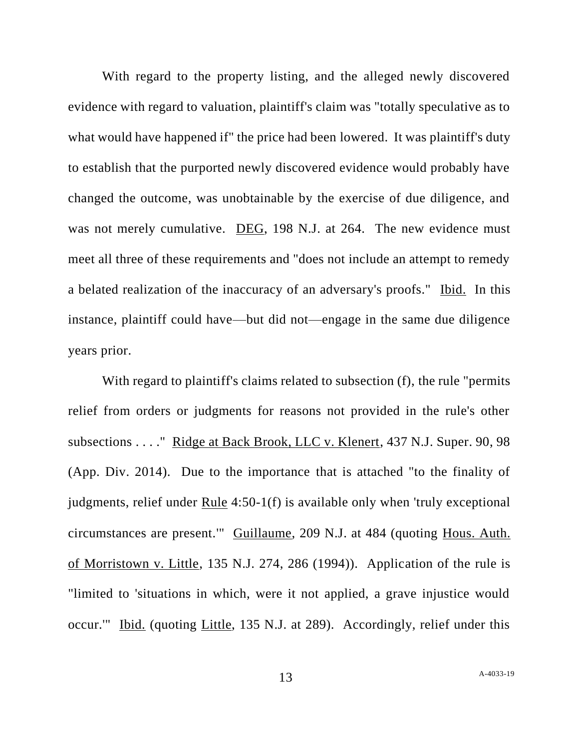With regard to the property listing, and the alleged newly discovered evidence with regard to valuation, plaintiff's claim was "totally speculative as to what would have happened if" the price had been lowered. It was plaintiff's duty to establish that the purported newly discovered evidence would probably have changed the outcome, was unobtainable by the exercise of due diligence, and was not merely cumulative. DEG, 198 N.J. at 264. The new evidence must meet all three of these requirements and "does not include an attempt to remedy a belated realization of the inaccuracy of an adversary's proofs." Ibid. In this instance, plaintiff could have—but did not—engage in the same due diligence years prior.

With regard to plaintiff's claims related to subsection (f), the rule "permits relief from orders or judgments for reasons not provided in the rule's other subsections . . . ." Ridge at Back Brook, LLC v. Klenert, 437 N.J. Super. 90, 98 (App. Div. 2014). Due to the importance that is attached "to the finality of judgments, relief under Rule 4:50-1(f) is available only when 'truly exceptional circumstances are present.'" Guillaume, 209 N.J. at 484 (quoting Hous. Auth. of Morristown v. Little, 135 N.J. 274, 286 (1994)). Application of the rule is "limited to 'situations in which, were it not applied, a grave injustice would occur.'" Ibid. (quoting Little, 135 N.J. at 289). Accordingly, relief under this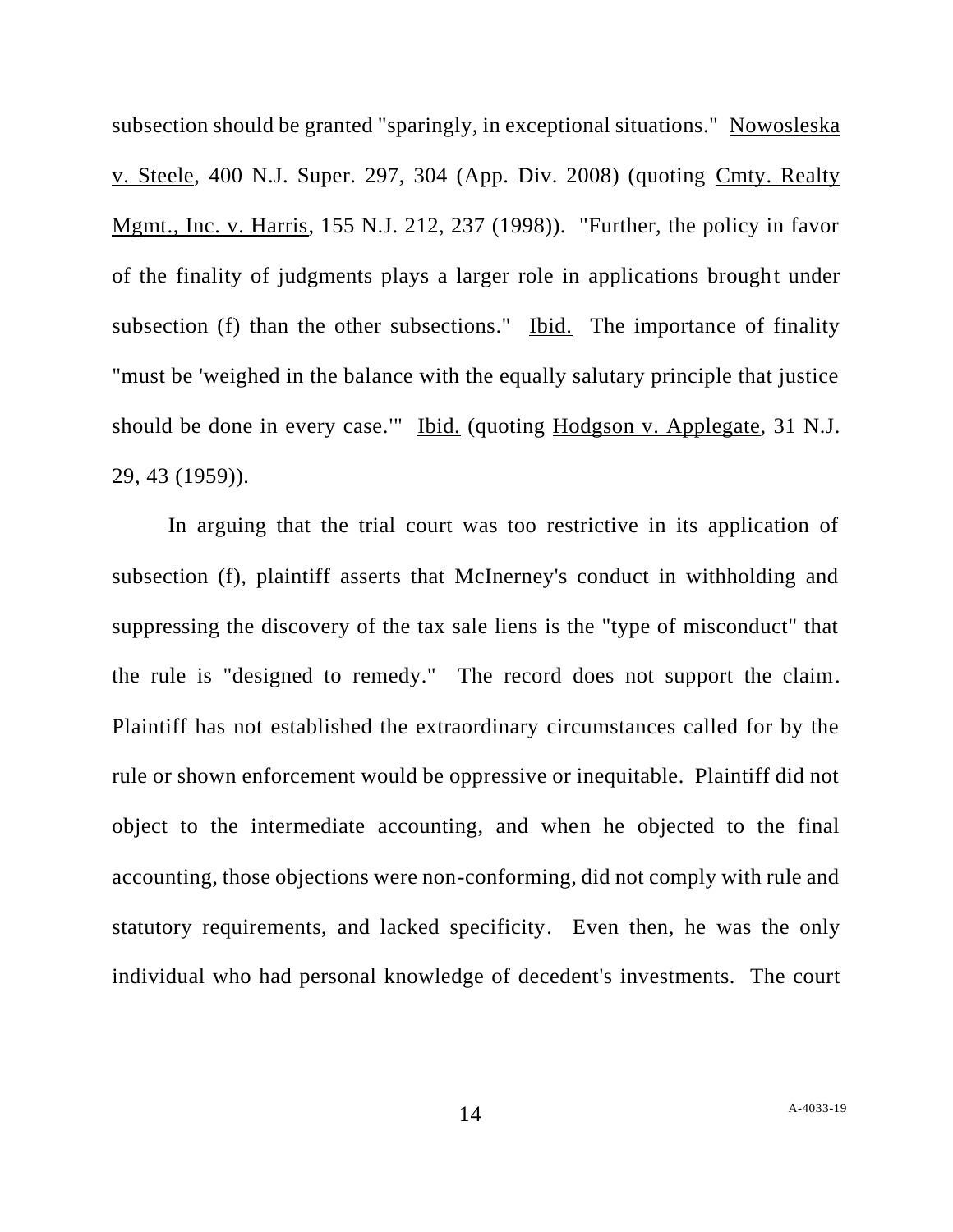subsection should be granted "sparingly, in exceptional situations." Nowosleska v. Steele, 400 N.J. Super. 297, 304 (App. Div. 2008) (quoting Cmty. Realty Mgmt., Inc. v. Harris, 155 N.J. 212, 237 (1998)). "Further, the policy in favor of the finality of judgments plays a larger role in applications brought under subsection (f) than the other subsections." Ibid. The importance of finality "must be 'weighed in the balance with the equally salutary principle that justice should be done in every case.'" Ibid. (quoting Hodgson v. Applegate, 31 N.J. 29, 43 (1959)).

In arguing that the trial court was too restrictive in its application of subsection (f), plaintiff asserts that McInerney's conduct in withholding and suppressing the discovery of the tax sale liens is the "type of misconduct" that the rule is "designed to remedy." The record does not support the claim. Plaintiff has not established the extraordinary circumstances called for by the rule or shown enforcement would be oppressive or inequitable. Plaintiff did not object to the intermediate accounting, and when he objected to the final accounting, those objections were non-conforming, did not comply with rule and statutory requirements, and lacked specificity. Even then, he was the only individual who had personal knowledge of decedent's investments. The court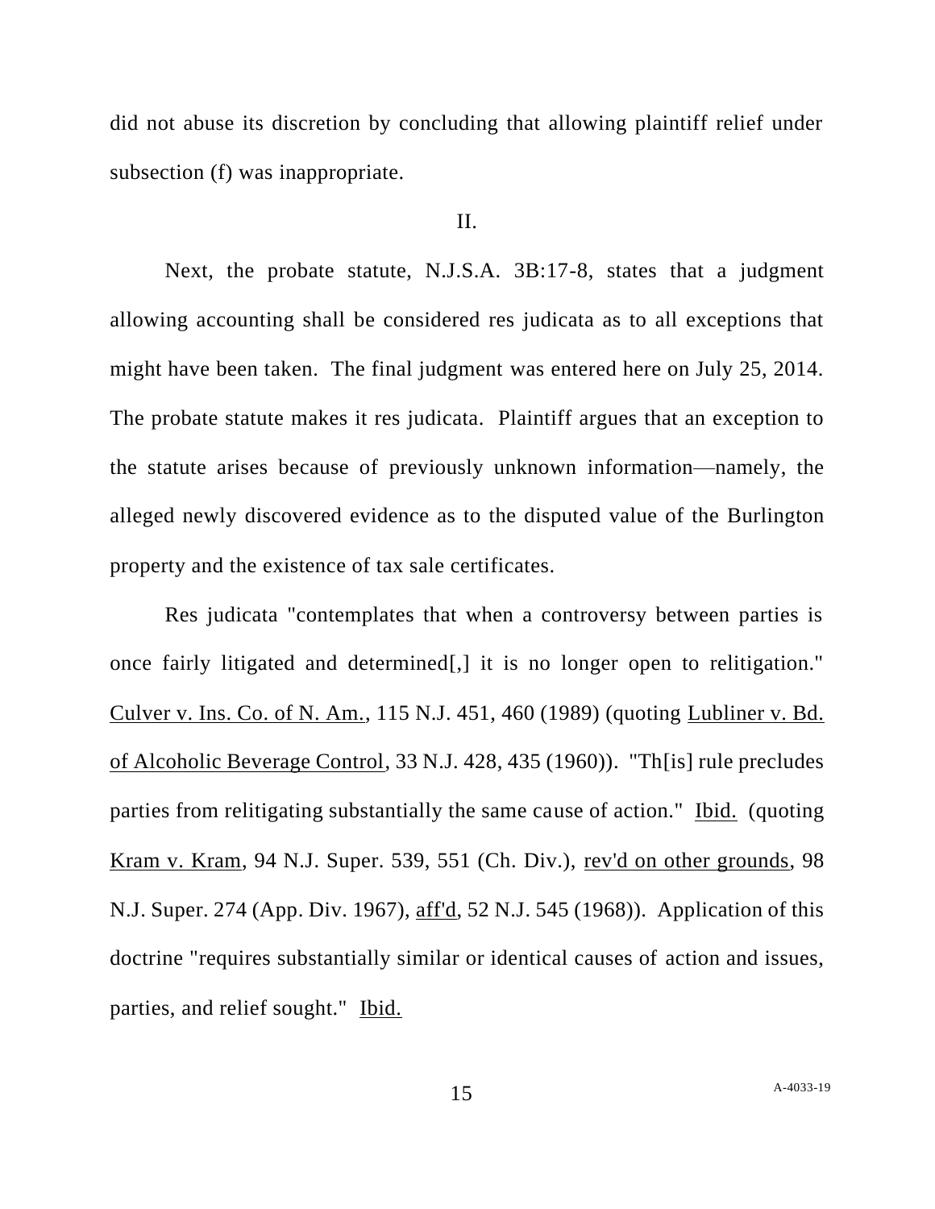did not abuse its discretion by concluding that allowing plaintiff relief under subsection (f) was inappropriate.

II.

Next, the probate statute, N.J.S.A. 3B:17-8, states that a judgment allowing accounting shall be considered res judicata as to all exceptions that might have been taken. The final judgment was entered here on July 25, 2014. The probate statute makes it res judicata. Plaintiff argues that an exception to the statute arises because of previously unknown information—namely, the alleged newly discovered evidence as to the disputed value of the Burlington property and the existence of tax sale certificates.

Res judicata "contemplates that when a controversy between parties is once fairly litigated and determined[,] it is no longer open to relitigation." Culver v. Ins. Co. of N. Am., 115 N.J. 451, 460 (1989) (quoting Lubliner v. Bd. of Alcoholic Beverage Control, 33 N.J. 428, 435 (1960)). "Th[is] rule precludes parties from relitigating substantially the same cause of action." Ibid. (quoting Kram v. Kram, 94 N.J. Super. 539, 551 (Ch. Div.), rev'd on other grounds, 98 N.J. Super. 274 (App. Div. 1967), aff'd, 52 N.J. 545 (1968)). Application of this doctrine "requires substantially similar or identical causes of action and issues, parties, and relief sought." Ibid.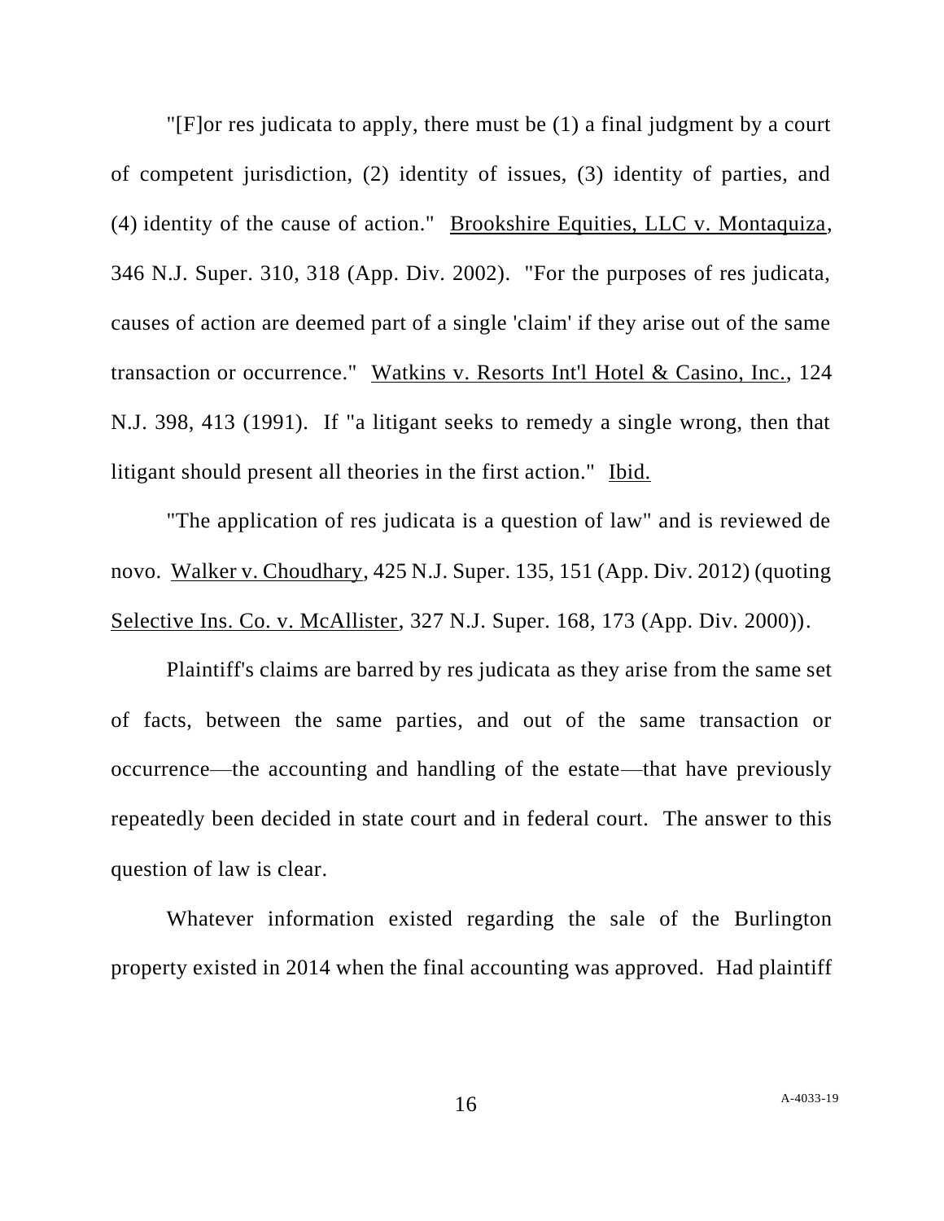"[F]or res judicata to apply, there must be (1) a final judgment by a court of competent jurisdiction, (2) identity of issues, (3) identity of parties, and (4) identity of the cause of action." Brookshire Equities, LLC v. Montaquiza, 346 N.J. Super. 310, 318 (App. Div. 2002). "For the purposes of res judicata, causes of action are deemed part of a single 'claim' if they arise out of the same transaction or occurrence." Watkins v. Resorts Int'l Hotel & Casino, Inc., 124 N.J. 398, 413 (1991). If "a litigant seeks to remedy a single wrong, then that litigant should present all theories in the first action." Ibid.

"The application of res judicata is a question of law" and is reviewed de novo. Walker v. Choudhary, 425 N.J. Super. 135, 151 (App. Div. 2012) (quoting Selective Ins. Co. v. McAllister, 327 N.J. Super. 168, 173 (App. Div. 2000)).

Plaintiff's claims are barred by res judicata as they arise from the same set of facts, between the same parties, and out of the same transaction or occurrence—the accounting and handling of the estate—that have previously repeatedly been decided in state court and in federal court. The answer to this question of law is clear.

Whatever information existed regarding the sale of the Burlington property existed in 2014 when the final accounting was approved. Had plaintiff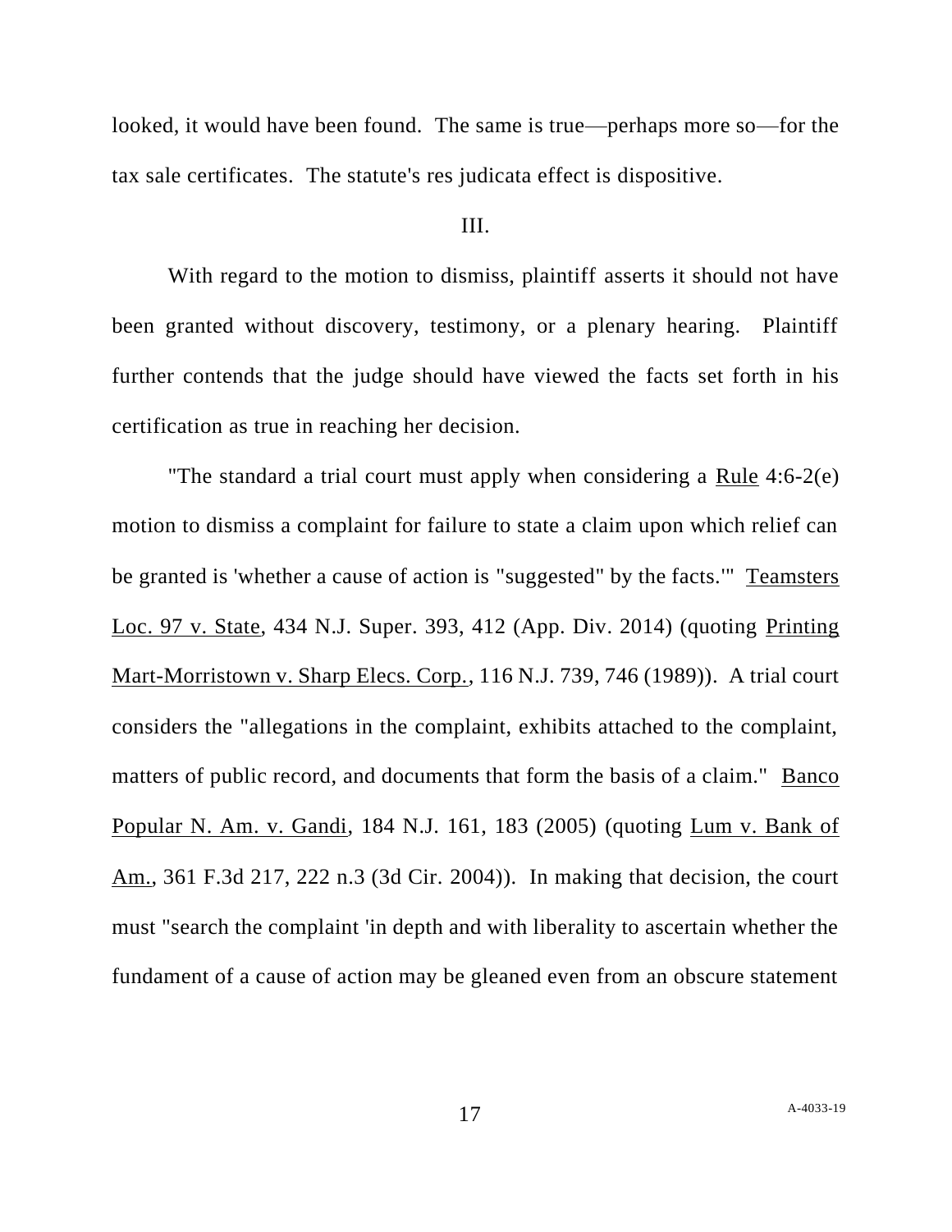looked, it would have been found. The same is true—perhaps more so—for the tax sale certificates. The statute's res judicata effect is dispositive.

III.

With regard to the motion to dismiss, plaintiff asserts it should not have been granted without discovery, testimony, or a plenary hearing. Plaintiff further contends that the judge should have viewed the facts set forth in his certification as true in reaching her decision.

"The standard a trial court must apply when considering a Rule 4:6-2(e) motion to dismiss a complaint for failure to state a claim upon which relief can be granted is 'whether a cause of action is "suggested" by the facts.'" Teamsters Loc. 97 v. State, 434 N.J. Super. 393, 412 (App. Div. 2014) (quoting Printing Mart-Morristown v. Sharp Elecs. Corp., 116 N.J. 739, 746 (1989)). A trial court considers the "allegations in the complaint, exhibits attached to the complaint, matters of public record, and documents that form the basis of a claim." Banco Popular N. Am. v. Gandi, 184 N.J. 161, 183 (2005) (quoting Lum v. Bank of Am., 361 F.3d 217, 222 n.3 (3d Cir. 2004)). In making that decision, the court must "search the complaint 'in depth and with liberality to ascertain whether the fundament of a cause of action may be gleaned even from an obscure statement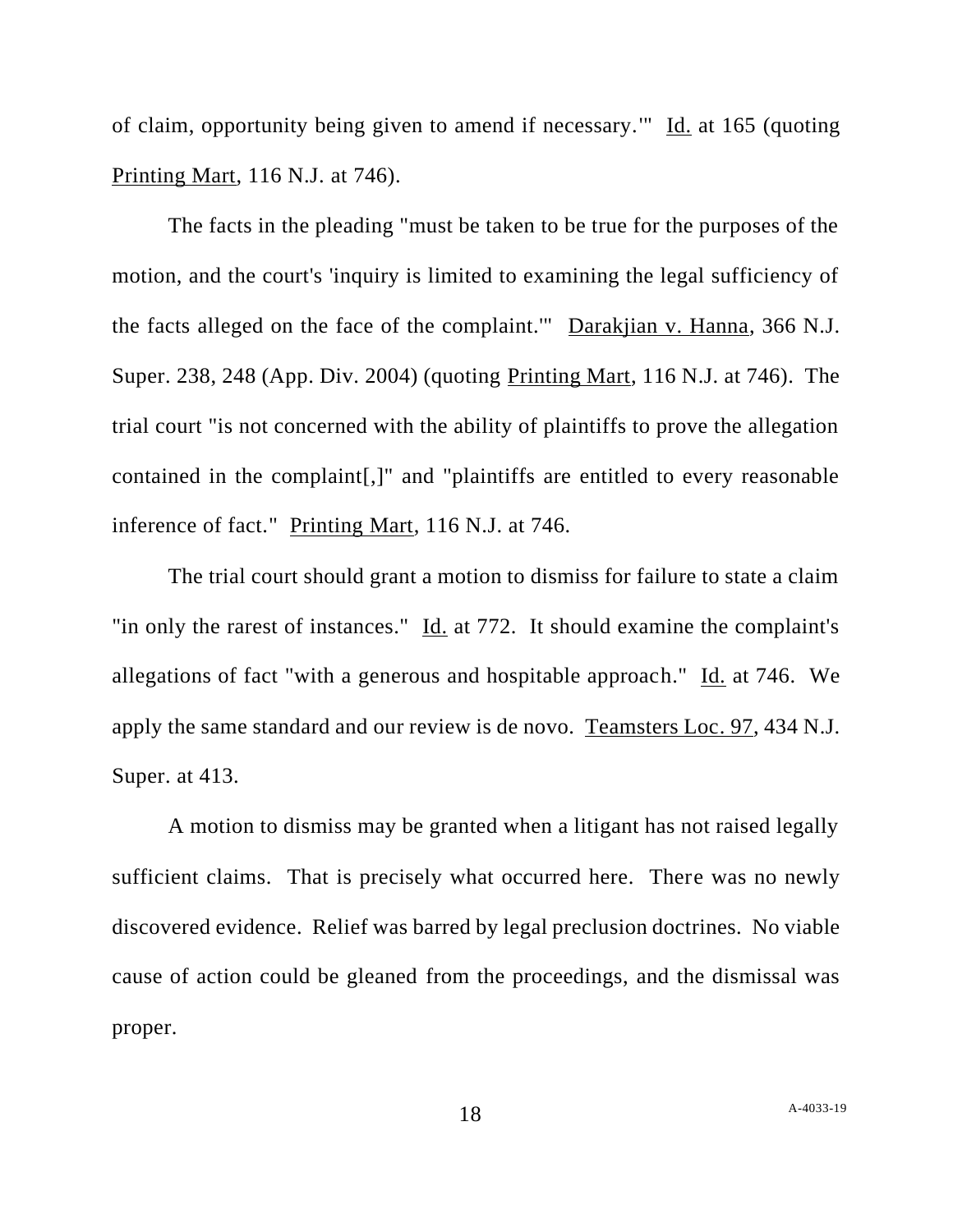of claim, opportunity being given to amend if necessary.'" Id. at 165 (quoting Printing Mart, 116 N.J. at 746).

The facts in the pleading "must be taken to be true for the purposes of the motion, and the court's 'inquiry is limited to examining the legal sufficiency of the facts alleged on the face of the complaint.'" Darakjian v. Hanna, 366 N.J. Super. 238, 248 (App. Div. 2004) (quoting Printing Mart, 116 N.J. at 746). The trial court "is not concerned with the ability of plaintiffs to prove the allegation contained in the complaint[,]" and "plaintiffs are entitled to every reasonable inference of fact." Printing Mart, 116 N.J. at 746.

The trial court should grant a motion to dismiss for failure to state a claim "in only the rarest of instances." Id. at 772. It should examine the complaint's allegations of fact "with a generous and hospitable approach." Id. at 746. We apply the same standard and our review is de novo. Teamsters Loc. 97, 434 N.J. Super. at 413.

A motion to dismiss may be granted when a litigant has not raised legally sufficient claims. That is precisely what occurred here. There was no newly discovered evidence. Relief was barred by legal preclusion doctrines. No viable cause of action could be gleaned from the proceedings, and the dismissal was proper.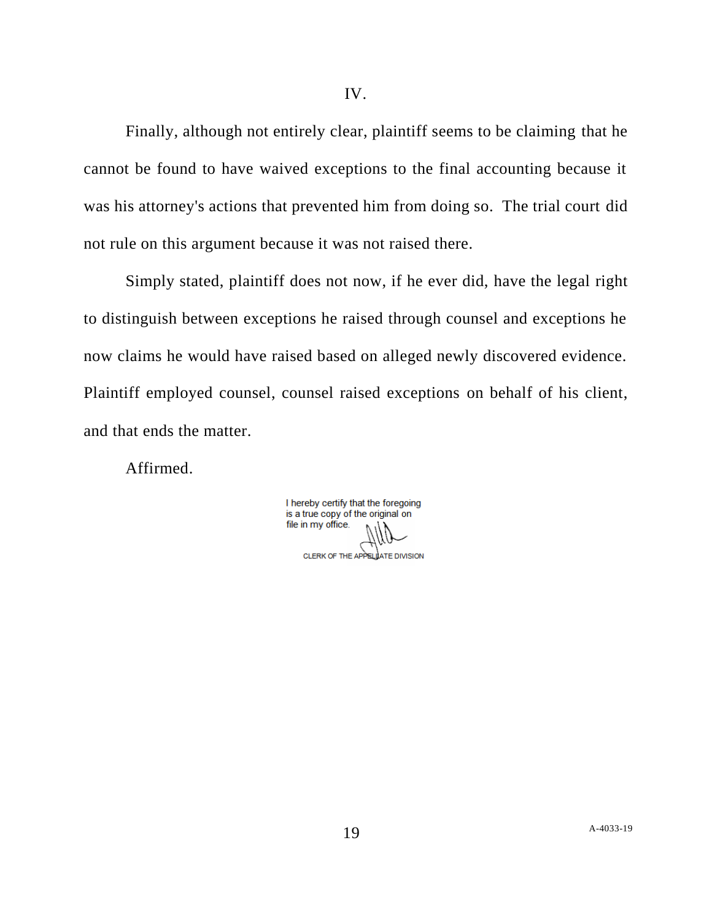## IV.

Finally, although not entirely clear, plaintiff seems to be claiming that he cannot be found to have waived exceptions to the final accounting because it was his attorney's actions that prevented him from doing so. The trial court did not rule on this argument because it was not raised there.

Simply stated, plaintiff does not now, if he ever did, have the legal right to distinguish between exceptions he raised through counsel and exceptions he now claims he would have raised based on alleged newly discovered evidence. Plaintiff employed counsel, counsel raised exceptions on behalf of his client, and that ends the matter.

Affirmed.

I hereby certify that the foregoing is a true copy of the original on file in my office.

CLERK OF THE APPELLATE DIVISION